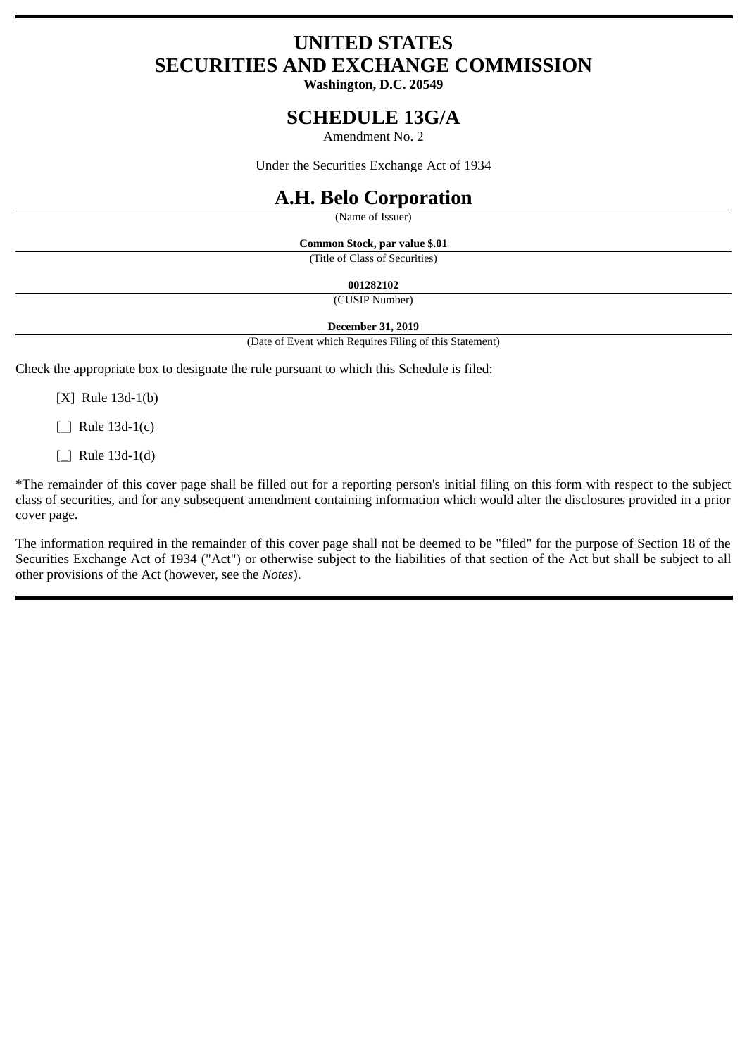# UNITED STATES
# SECURITIES AND EXCHANGE COMMISSION

**Washington, D.C. 20549**

## SCHEDULE 13G/A

Amendment No. 2

Under the Securities Exchange Act of 1934

## A.H. Belo Corporation

(Name of Issuer)

**Common Stock, par value $.01**

(Title of Class of Securities)

**001282102**

(CUSIP Number)

**December 31, 2019**

(Date of Event which Requires Filing of this Statement)

Check the appropriate box to designate the rule pursuant to which this Schedule is filed:

[X] Rule 13d-1(b)

[_] Rule 13d-1(c)

[_] Rule 13d-1(d)

*The remainder of this cover page shall be filled out for a reporting person's initial filing on this form with respect to the subject class of securities, and for any subsequent amendment containing information which would alter the disclosures provided in a prior cover page.

The information required in the remainder of this cover page shall not be deemed to be "filed" for the purpose of Section 18 of the Securities Exchange Act of 1934 ("Act") or otherwise subject to the liabilities of that section of the Act but shall be subject to all other provisions of the Act (however, see the *Notes*).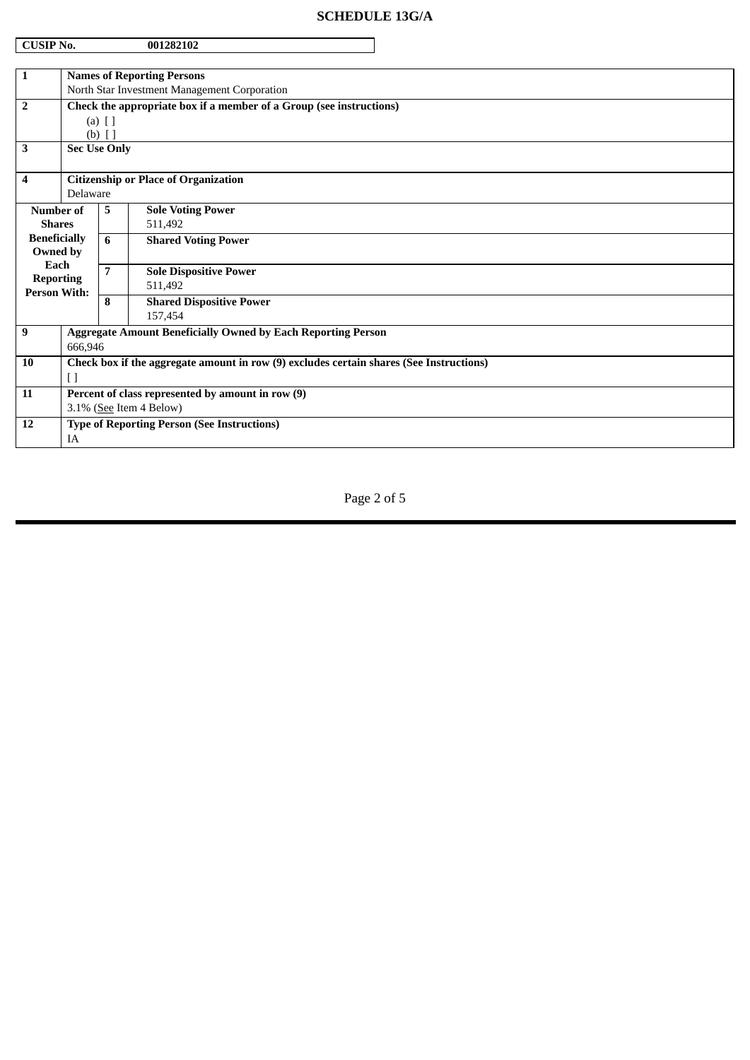# SCHEDULE 13G/A

| CUSIP No. | 001282102 |
|---|---|

| | | | |
|---|---|---|---|
| **1** | **Names of Reporting Persons**<br>North Star Investment Management Corporation | | |
| **2** | **Check the appropriate box if a member of a Group (see instructions)**<br>(a) [ ]<br>(b) [ ] | | |
| **3** | **Sec Use Only** | | |
| **4** | **Citizenship or Place of Organization**<br>Delaware | | |
| **Number of Shares Beneficially Owned by Each Reporting Person With:** | **5** | **Sole Voting Power**<br>511,492 | |
| | **6** | **Shared Voting Power** | |
| | **7** | **Sole Dispositive Power**<br>511,492 | |
| | **8** | **Shared Dispositive Power**<br>157,454 | |
| **9** | **Aggregate Amount Beneficially Owned by Each Reporting Person**<br>666,946 | | |
| **10** | **Check box if the aggregate amount in row (9) excludes certain shares (See Instructions)**<br>[ ] | | |
| **11** | **Percent of class represented by amount in row (9)**<br>3.1% (See Item 4 Below) | | |
| **12** | **Type of Reporting Person (See Instructions)**<br>IA | | |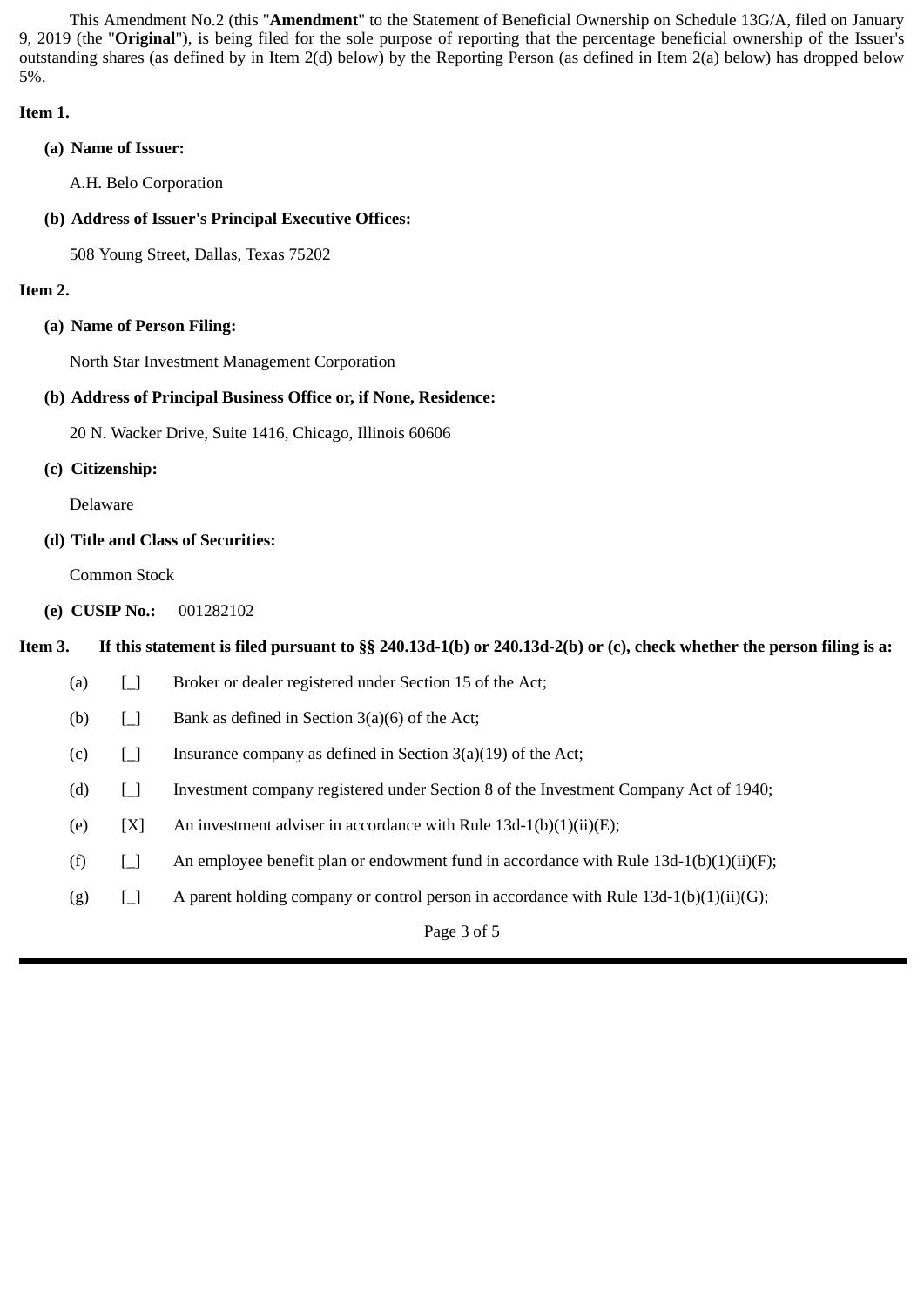This Amendment No.2 (this "**Amendment**" to the Statement of Beneficial Ownership on Schedule 13G/A, filed on January 9, 2019 (the "**Original**"), is being filed for the sole purpose of reporting that the percentage beneficial ownership of the Issuer's outstanding shares (as defined by in Item 2(d) below) by the Reporting Person (as defined in Item 2(a) below) has dropped below 5%.

**Item 1.**

**(a) Name of Issuer:**

A.H. Belo Corporation

**(b) Address of Issuer's Principal Executive Offices:**

508 Young Street, Dallas, Texas 75202

**Item 2.**

**(a) Name of Person Filing:**

North Star Investment Management Corporation

**(b) Address of Principal Business Office or, if None, Residence:**

20 N. Wacker Drive, Suite 1416, Chicago, Illinois 60606

**(c) Citizenship:**

Delaware

**(d) Title and Class of Securities:**

Common Stock

**(e) CUSIP No.:** 001282102

**Item 3. If this statement is filed pursuant to §§ 240.13d-1(b) or 240.13d-2(b) or (c), check whether the person filing is a:**

(a) [_] Broker or dealer registered under Section 15 of the Act;

(b) [_] Bank as defined in Section 3(a)(6) of the Act;

(c) [_] Insurance company as defined in Section 3(a)(19) of the Act;

(d) [_] Investment company registered under Section 8 of the Investment Company Act of 1940;

(e) [X] An investment adviser in accordance with Rule 13d-1(b)(1)(ii)(E);

(f) [_] An employee benefit plan or endowment fund in accordance with Rule 13d-1(b)(1)(ii)(F);

(g) [_] A parent holding company or control person in accordance with Rule 13d-1(b)(1)(ii)(G);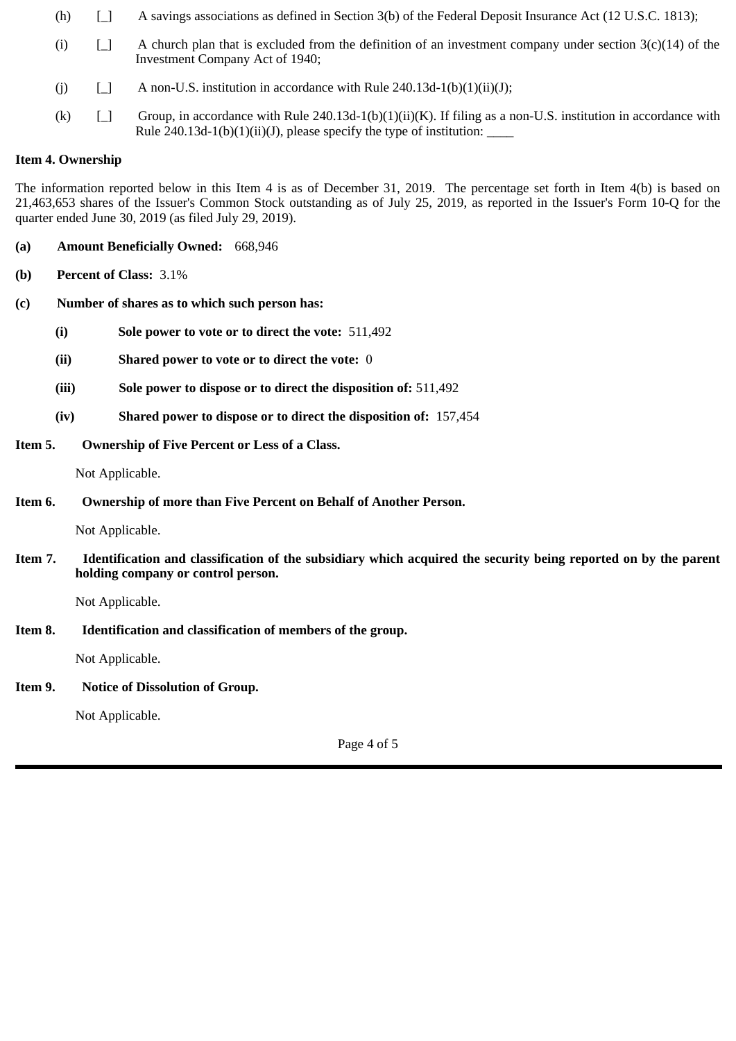(h) [_] A savings associations as defined in Section 3(b) of the Federal Deposit Insurance Act (12 U.S.C. 1813);

(i) [_] A church plan that is excluded from the definition of an investment company under section 3(c)(14) of the Investment Company Act of 1940;

(j) [_] A non-U.S. institution in accordance with Rule 240.13d-1(b)(1)(ii)(J);

(k) [_] Group, in accordance with Rule 240.13d-1(b)(1)(ii)(K). If filing as a non-U.S. institution in accordance with Rule 240.13d-1(b)(1)(ii)(J), please specify the type of institution: ____

**Item 4. Ownership**

The information reported below in this Item 4 is as of December 31, 2019. The percentage set forth in Item 4(b) is based on 21,463,653 shares of the Issuer's Common Stock outstanding as of July 25, 2019, as reported in the Issuer's Form 10-Q for the quarter ended June 30, 2019 (as filed July 29, 2019).

**(a) Amount Beneficially Owned:** 668,946

**(b) Percent of Class:** 3.1%

**(c) Number of shares as to which such person has:**

**(i) Sole power to vote or to direct the vote:** 511,492

**(ii) Shared power to vote or to direct the vote:** 0

**(iii) Sole power to dispose or to direct the disposition of:** 511,492

**(iv) Shared power to dispose or to direct the disposition of:** 157,454

**Item 5. Ownership of Five Percent or Less of a Class.**

Not Applicable.

**Item 6. Ownership of more than Five Percent on Behalf of Another Person.**

Not Applicable.

**Item 7. Identification and classification of the subsidiary which acquired the security being reported on by the parent holding company or control person.**

Not Applicable.

**Item 8. Identification and classification of members of the group.**

Not Applicable.

**Item 9. Notice of Dissolution of Group.**

Not Applicable.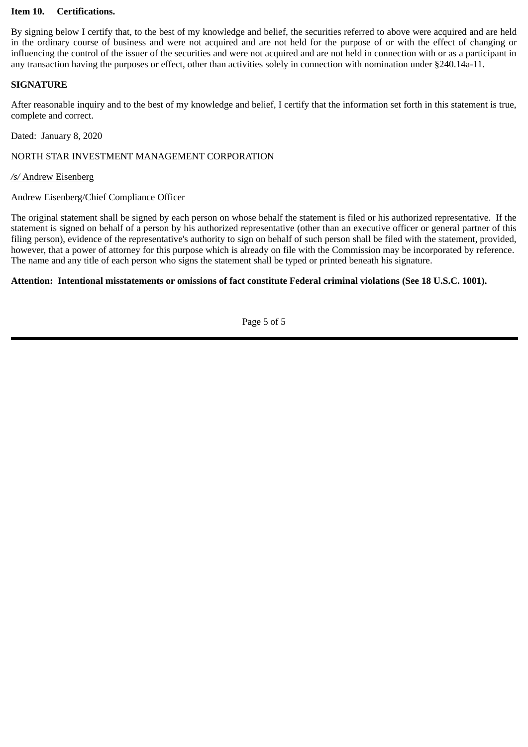**Item 10. Certifications.**

By signing below I certify that, to the best of my knowledge and belief, the securities referred to above were acquired and are held in the ordinary course of business and were not acquired and are not held for the purpose of or with the effect of changing or influencing the control of the issuer of the securities and were not acquired and are not held in connection with or as a participant in any transaction having the purposes or effect, other than activities solely in connection with nomination under §240.14a-11.

**SIGNATURE**

After reasonable inquiry and to the best of my knowledge and belief, I certify that the information set forth in this statement is true, complete and correct.

Dated: January 8, 2020

NORTH STAR INVESTMENT MANAGEMENT CORPORATION

*/s/* Andrew Eisenberg

Andrew Eisenberg/Chief Compliance Officer

The original statement shall be signed by each person on whose behalf the statement is filed or his authorized representative. If the statement is signed on behalf of a person by his authorized representative (other than an executive officer or general partner of this filing person), evidence of the representative's authority to sign on behalf of such person shall be filed with the statement, provided, however, that a power of attorney for this purpose which is already on file with the Commission may be incorporated by reference. The name and any title of each person who signs the statement shall be typed or printed beneath his signature.

**Attention: Intentional misstatements or omissions of fact constitute Federal criminal violations (See 18 U.S.C. 1001).**